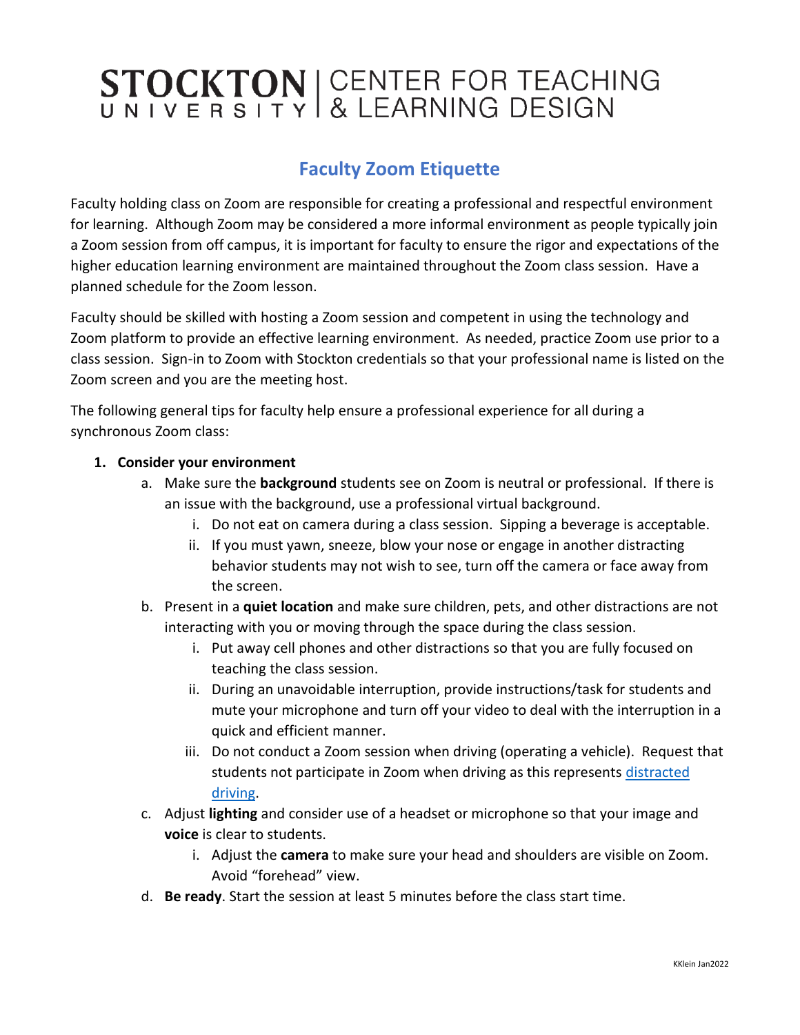STOCKTON UNIVERSITY | CENTER FOR TEACHING & LEARNING DESIGN

# Faculty Zoom Etiquette

Faculty holding class on Zoom are responsible for creating a professional and respectful environment for learning. Although Zoom may be considered a more informal environment as people typically join a Zoom session from off campus, it is important for faculty to ensure the rigor and expectations of the higher education learning environment are maintained throughout the Zoom class session. Have a planned schedule for the Zoom lesson.

Faculty should be skilled with hosting a Zoom session and competent in using the technology and Zoom platform to provide an effective learning environment. As needed, practice Zoom use prior to a class session. Sign-in to Zoom with Stockton credentials so that your professional name is listed on the Zoom screen and you are the meeting host.

The following general tips for faculty help ensure a professional experience for all during a synchronous Zoom class:

1. **Consider your environment**
   a. Make sure the **background** students see on Zoom is neutral or professional. If there is an issue with the background, use a professional virtual background.
      i. Do not eat on camera during a class session. Sipping a beverage is acceptable.
      ii. If you must yawn, sneeze, blow your nose or engage in another distracting behavior students may not wish to see, turn off the camera or face away from the screen.
   b. Present in a **quiet location** and make sure children, pets, and other distractions are not interacting with you or moving through the space during the class session.
      i. Put away cell phones and other distractions so that you are fully focused on teaching the class session.
      ii. During an unavoidable interruption, provide instructions/task for students and mute your microphone and turn off your video to deal with the interruption in a quick and efficient manner.
      iii. Do not conduct a Zoom session when driving (operating a vehicle). Request that students not participate in Zoom when driving as this represents distracted driving.
   c. Adjust **lighting** and consider use of a headset or microphone so that your image and **voice** is clear to students.
      i. Adjust the **camera** to make sure your head and shoulders are visible on Zoom. Avoid "forehead" view.
   d. **Be ready**. Start the session at least 5 minutes before the class start time.

KKlein Jan2022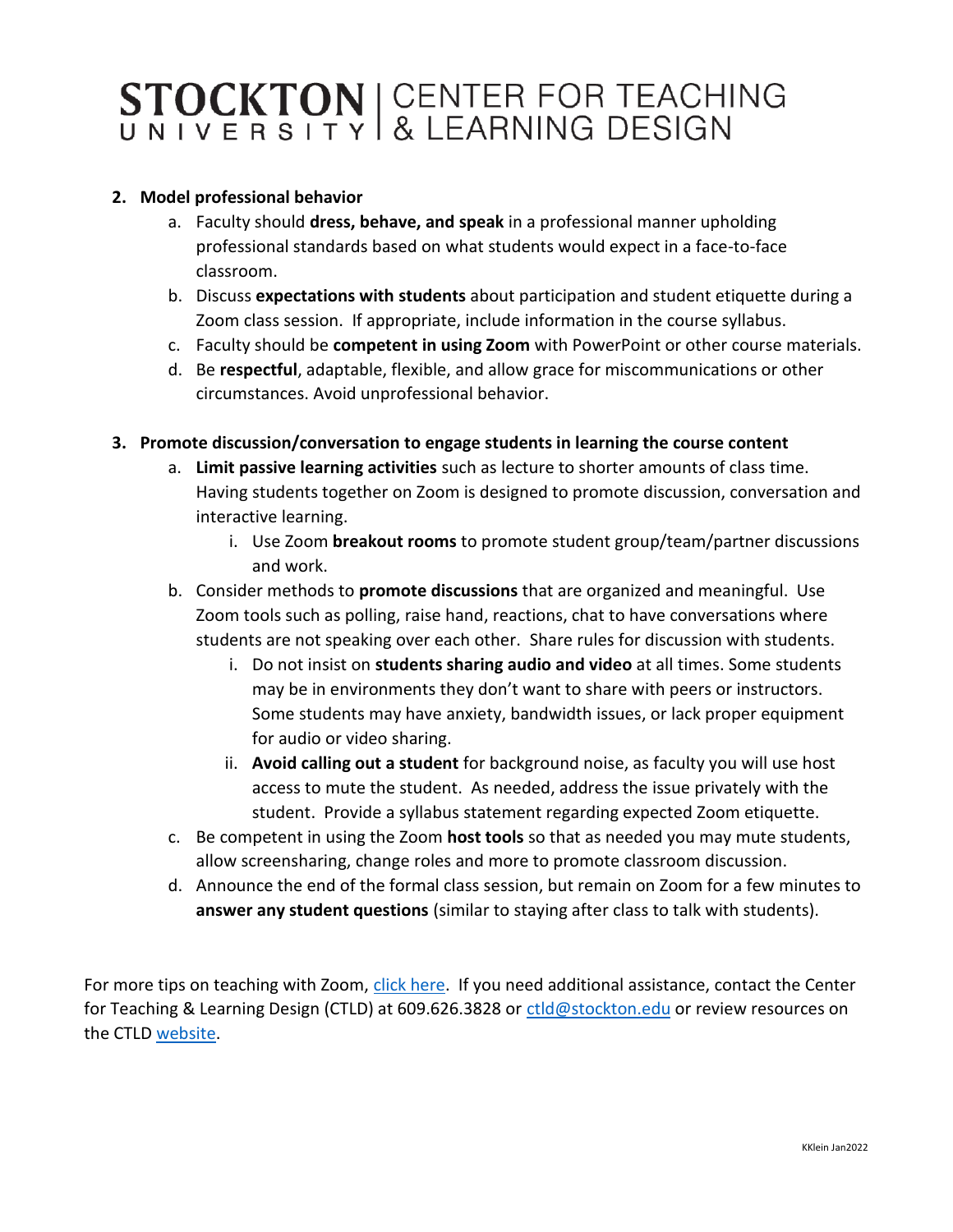# STOCKTON UNIVERSITY | CENTER FOR TEACHING & LEARNING DESIGN

2. **Model professional behavior**
    a. Faculty should **dress, behave, and speak** in a professional manner upholding professional standards based on what students would expect in a face-to-face classroom.
    b. Discuss **expectations with students** about participation and student etiquette during a Zoom class session. If appropriate, include information in the course syllabus.
    c. Faculty should be **competent in using Zoom** with PowerPoint or other course materials.
    d. Be **respectful**, adaptable, flexible, and allow grace for miscommunications or other circumstances. Avoid unprofessional behavior.

3. **Promote discussion/conversation to engage students in learning the course content**
    a. **Limit passive learning activities** such as lecture to shorter amounts of class time. Having students together on Zoom is designed to promote discussion, conversation and interactive learning.
        i. Use Zoom **breakout rooms** to promote student group/team/partner discussions and work.
    b. Consider methods to **promote discussions** that are organized and meaningful. Use Zoom tools such as polling, raise hand, reactions, chat to have conversations where students are not speaking over each other. Share rules for discussion with students.
        i. Do not insist on **students sharing audio and video** at all times. Some students may be in environments they don't want to share with peers or instructors. Some students may have anxiety, bandwidth issues, or lack proper equipment for audio or video sharing.
        ii. **Avoid calling out a student** for background noise, as faculty you will use host access to mute the student. As needed, address the issue privately with the student. Provide a syllabus statement regarding expected Zoom etiquette.
    c. Be competent in using the Zoom **host tools** so that as needed you may mute students, allow screensharing, change roles and more to promote classroom discussion.
    d. Announce the end of the formal class session, but remain on Zoom for a few minutes to **answer any student questions** (similar to staying after class to talk with students).

For more tips on teaching with Zoom, [click here](). If you need additional assistance, contact the Center for Teaching & Learning Design (CTLD) at 609.626.3828 or [ctld@stockton.edu]() or review resources on the CTLD [website]().

KKlein Jan2022